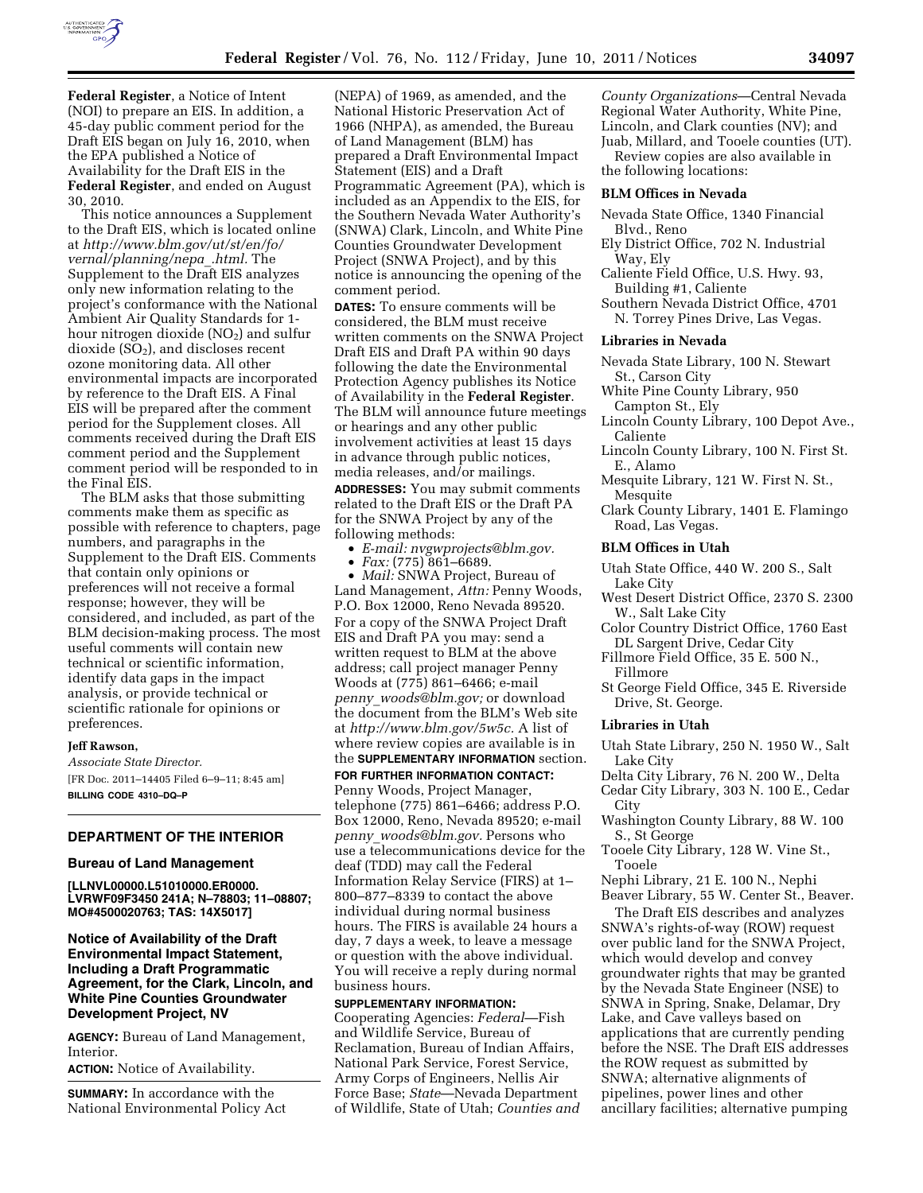**Federal Register**, a Notice of Intent (NOI) to prepare an EIS. In addition, a 45-day public comment period for the Draft EIS began on July 16, 2010, when the EPA published a Notice of Availability for the Draft EIS in the **Federal Register**, and ended on August 30, 2010.

This notice announces a Supplement to the Draft EIS, which is located online at *http://www.blm.gov/ut/st/en/fo/vernal/planning/nepa_.html.* The Supplement to the Draft EIS analyzes only new information relating to the project's conformance with the National Ambient Air Quality Standards for 1-hour nitrogen dioxide ($NO_2$) and sulfur dioxide ($SO_2$), and discloses recent ozone monitoring data. All other environmental impacts are incorporated by reference to the Draft EIS. A Final EIS will be prepared after the comment period for the Supplement closes. All comments received during the Draft EIS comment period and the Supplement comment period will be responded to in the Final EIS.

The BLM asks that those submitting comments make them as specific as possible with reference to chapters, page numbers, and paragraphs in the Supplement to the Draft EIS. Comments that contain only opinions or preferences will not receive a formal response; however, they will be considered, and included, as part of the BLM decision-making process. The most useful comments will contain new technical or scientific information, identify data gaps in the impact analysis, or provide technical or scientific rationale for opinions or preferences.

**Jeff Rawson,**

*Associate State Director.*

[FR Doc. 2011–14405 Filed 6–9–11; 8:45 am]

**BILLING CODE 4310–DQ–P**

## DEPARTMENT OF THE INTERIOR

### Bureau of Land Management

**[LLNVL00000.L51010000.ER0000. LVRWF09F3450 241A; N–78803; 11–08807; MO#4500020763; TAS: 14X5017]**

### Notice of Availability of the Draft Environmental Impact Statement, Including a Draft Programmatic Agreement, for the Clark, Lincoln, and White Pine Counties Groundwater Development Project, NV

**AGENCY:** Bureau of Land Management, Interior.

**ACTION:** Notice of Availability.

**SUMMARY:** In accordance with the National Environmental Policy Act (NEPA) of 1969, as amended, and the National Historic Preservation Act of 1966 (NHPA), as amended, the Bureau of Land Management (BLM) has prepared a Draft Environmental Impact Statement (EIS) and a Draft Programmatic Agreement (PA), which is included as an Appendix to the EIS, for the Southern Nevada Water Authority's (SNWA) Clark, Lincoln, and White Pine Counties Groundwater Development Project (SNWA Project), and by this notice is announcing the opening of the comment period.

**DATES:** To ensure comments will be considered, the BLM must receive written comments on the SNWA Project Draft EIS and Draft PA within 90 days following the date the Environmental Protection Agency publishes its Notice of Availability in the **Federal Register**. The BLM will announce future meetings or hearings and any other public involvement activities at least 15 days in advance through public notices, media releases, and/or mailings.

**ADDRESSES:** You may submit comments related to the Draft EIS or the Draft PA for the SNWA Project by any of the following methods:

- *E-mail: nvgwprojects@blm.gov.*
- *Fax:* (775) 861–6689.
- *Mail:* SNWA Project, Bureau of Land Management, *Attn:* Penny Woods, P.O. Box 12000, Reno Nevada 89520.

For a copy of the SNWA Project Draft EIS and Draft PA you may: send a written request to BLM at the above address; call project manager Penny Woods at (775) 861–6466; e-mail *penny_woods@blm.gov;* or download the document from the BLM's Web site at *http://www.blm.gov/5w5c.* A list of where review copies are available is in the **SUPPLEMENTARY INFORMATION** section.

**FOR FURTHER INFORMATION CONTACT:** Penny Woods, Project Manager, telephone (775) 861–6466; address P.O. Box 12000, Reno, Nevada 89520; e-mail *penny_woods@blm.gov.* Persons who use a telecommunications device for the deaf (TDD) may call the Federal Information Relay Service (FIRS) at 1–800–877–8339 to contact the above individual during normal business hours. The FIRS is available 24 hours a day, 7 days a week, to leave a message or question with the above individual. You will receive a reply during normal business hours.

**SUPPLEMENTARY INFORMATION:** Cooperating Agencies: *Federal*—Fish and Wildlife Service, Bureau of Reclamation, Bureau of Indian Affairs, National Park Service, Forest Service, Army Corps of Engineers, Nellis Air Force Base; *State*—Nevada Department of Wildlife, State of Utah; *Counties and County Organizations*—Central Nevada Regional Water Authority, White Pine, Lincoln, and Clark counties (NV); and Juab, Millard, and Tooele counties (UT).

Review copies are also available in the following locations:

#### BLM Offices in Nevada

- Nevada State Office, 1340 Financial Blvd., Reno
- Ely District Office, 702 N. Industrial Way, Ely
- Caliente Field Office, U.S. Hwy. 93, Building #1, Caliente
- Southern Nevada District Office, 4701 N. Torrey Pines Drive, Las Vegas.

#### Libraries in Nevada

- Nevada State Library, 100 N. Stewart St., Carson City
- White Pine County Library, 950 Campton St., Ely
- Lincoln County Library, 100 Depot Ave., Caliente
- Lincoln County Library, 100 N. First St. E., Alamo
- Mesquite Library, 121 W. First N. St., Mesquite
- Clark County Library, 1401 E. Flamingo Road, Las Vegas.

#### BLM Offices in Utah

- Utah State Office, 440 W. 200 S., Salt Lake City
- West Desert District Office, 2370 S. 2300 W., Salt Lake City
- Color Country District Office, 1760 East DL Sargent Drive, Cedar City
- Fillmore Field Office, 35 E. 500 N., Fillmore
- St George Field Office, 345 E. Riverside Drive, St. George.

#### Libraries in Utah

- Utah State Library, 250 N. 1950 W., Salt Lake City
- Delta City Library, 76 N. 200 W., Delta
- Cedar City Library, 303 N. 100 E., Cedar City
- Washington County Library, 88 W. 100 S., St George
- Tooele City Library, 128 W. Vine St., Tooele
- Nephi Library, 21 E. 100 N., Nephi
- Beaver Library, 55 W. Center St., Beaver.

The Draft EIS describes and analyzes SNWA's rights-of-way (ROW) request over public land for the SNWA Project, which would develop and convey groundwater rights that may be granted by the Nevada State Engineer (NSE) to SNWA in Spring, Snake, Delamar, Dry Lake, and Cave valleys based on applications that are currently pending before the NSE. The Draft EIS addresses the ROW request as submitted by SNWA; alternative alignments of pipelines, power lines and other ancillary facilities; alternative pumping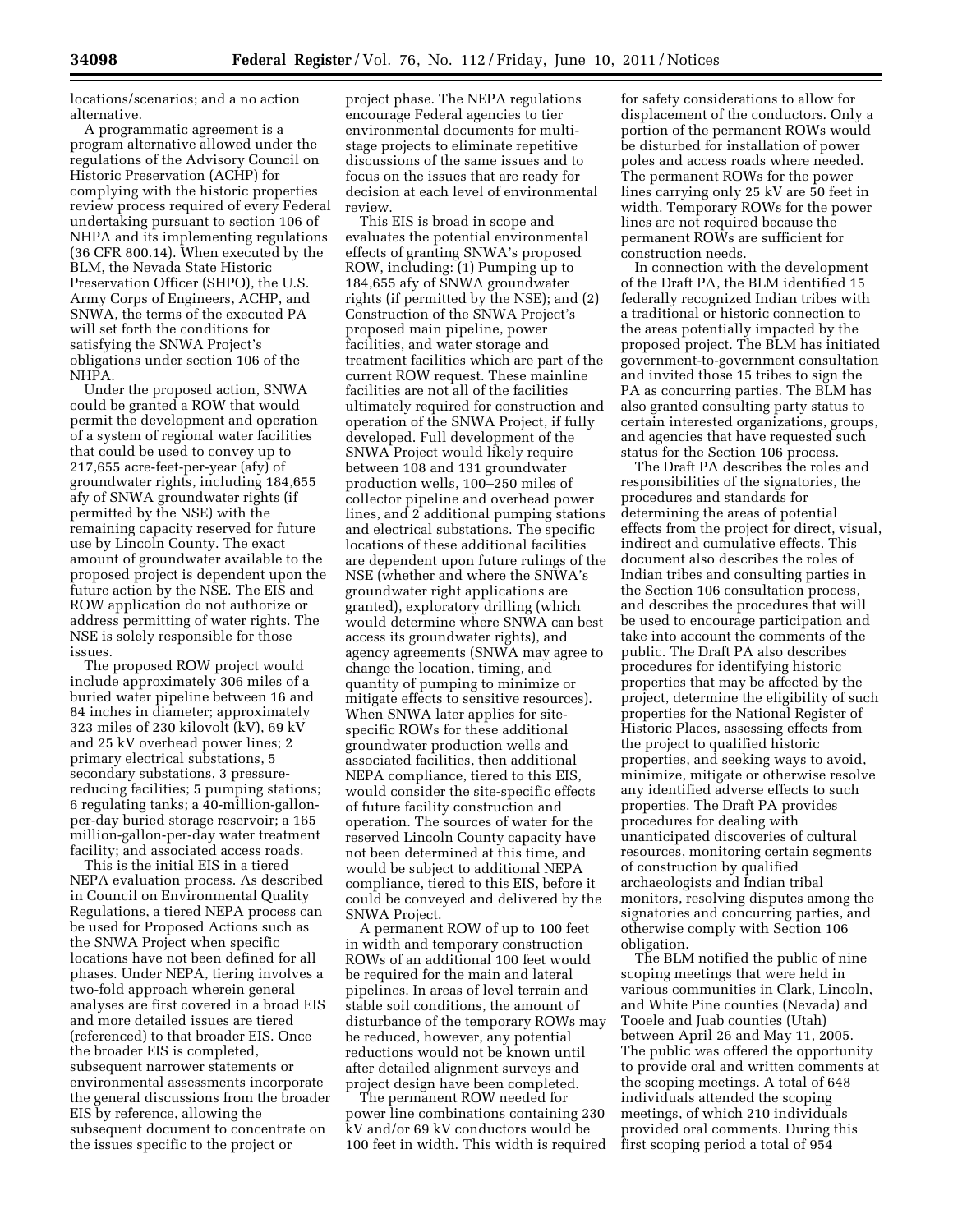locations/scenarios; and a no action alternative.

A programmatic agreement is a program alternative allowed under the regulations of the Advisory Council on Historic Preservation (ACHP) for complying with the historic properties review process required of every Federal undertaking pursuant to section 106 of NHPA and its implementing regulations (36 CFR 800.14). When executed by the BLM, the Nevada State Historic Preservation Officer (SHPO), the U.S. Army Corps of Engineers, ACHP, and SNWA, the terms of the executed PA will set forth the conditions for satisfying the SNWA Project's obligations under section 106 of the NHPA.

Under the proposed action, SNWA could be granted a ROW that would permit the development and operation of a system of regional water facilities that could be used to convey up to 217,655 acre-feet-per-year (afy) of groundwater rights, including 184,655 afy of SNWA groundwater rights (if permitted by the NSE) with the remaining capacity reserved for future use by Lincoln County. The exact amount of groundwater available to the proposed project is dependent upon the future action by the NSE. The EIS and ROW application do not authorize or address permitting of water rights. The NSE is solely responsible for those issues.

The proposed ROW project would include approximately 306 miles of a buried water pipeline between 16 and 84 inches in diameter; approximately 323 miles of 230 kilovolt (kV), 69 kV and 25 kV overhead power lines; 2 primary electrical substations, 5 secondary substations, 3 pressure-reducing facilities; 5 pumping stations; 6 regulating tanks; a 40-million-gallon-per-day buried storage reservoir; a 165 million-gallon-per-day water treatment facility; and associated access roads.

This is the initial EIS in a tiered NEPA evaluation process. As described in Council on Environmental Quality Regulations, a tiered NEPA process can be used for Proposed Actions such as the SNWA Project when specific locations have not been defined for all phases. Under NEPA, tiering involves a two-fold approach wherein general analyses are first covered in a broad EIS and more detailed issues are tiered (referenced) to that broader EIS. Once the broader EIS is completed, subsequent narrower statements or environmental assessments incorporate the general discussions from the broader EIS by reference, allowing the subsequent document to concentrate on the issues specific to the project or project phase. The NEPA regulations encourage Federal agencies to tier environmental documents for multi-stage projects to eliminate repetitive discussions of the same issues and to focus on the issues that are ready for decision at each level of environmental review.

This EIS is broad in scope and evaluates the potential environmental effects of granting SNWA's proposed ROW, including: (1) Pumping up to 184,655 afy of SNWA groundwater rights (if permitted by the NSE); and (2) Construction of the SNWA Project's proposed main pipeline, power facilities, and water storage and treatment facilities which are part of the current ROW request. These mainline facilities are not all of the facilities ultimately required for construction and operation of the SNWA Project, if fully developed. Full development of the SNWA Project would likely require between 108 and 131 groundwater production wells, 100–250 miles of collector pipeline and overhead power lines, and 2 additional pumping stations and electrical substations. The specific locations of these additional facilities are dependent upon future rulings of the NSE (whether and where the SNWA's groundwater right applications are granted), exploratory drilling (which would determine where SNWA can best access its groundwater rights), and agency agreements (SNWA may agree to change the location, timing, and quantity of pumping to minimize or mitigate effects to sensitive resources). When SNWA later applies for site-specific ROWs for these additional groundwater production wells and associated facilities, then additional NEPA compliance, tiered to this EIS, would consider the site-specific effects of future facility construction and operation. The sources of water for the reserved Lincoln County capacity have not been determined at this time, and would be subject to additional NEPA compliance, tiered to this EIS, before it could be conveyed and delivered by the SNWA Project.

A permanent ROW of up to 100 feet in width and temporary construction ROWs of an additional 100 feet would be required for the main and lateral pipelines. In areas of level terrain and stable soil conditions, the amount of disturbance of the temporary ROWs may be reduced, however, any potential reductions would not be known until after detailed alignment surveys and project design have been completed.

The permanent ROW needed for power line combinations containing 230 kV and/or 69 kV conductors would be 100 feet in width. This width is required for safety considerations to allow for displacement of the conductors. Only a portion of the permanent ROWs would be disturbed for installation of power poles and access roads where needed. The permanent ROWs for the power lines carrying only 25 kV are 50 feet in width. Temporary ROWs for the power lines are not required because the permanent ROWs are sufficient for construction needs.

In connection with the development of the Draft PA, the BLM identified 15 federally recognized Indian tribes with a traditional or historic connection to the areas potentially impacted by the proposed project. The BLM has initiated government-to-government consultation and invited those 15 tribes to sign the PA as concurring parties. The BLM has also granted consulting party status to certain interested organizations, groups, and agencies that have requested such status for the Section 106 process.

The Draft PA describes the roles and responsibilities of the signatories, the procedures and standards for determining the areas of potential effects from the project for direct, visual, indirect and cumulative effects. This document also describes the roles of Indian tribes and consulting parties in the Section 106 consultation process, and describes the procedures that will be used to encourage participation and take into account the comments of the public. The Draft PA also describes procedures for identifying historic properties that may be affected by the project, determine the eligibility of such properties for the National Register of Historic Places, assessing effects from the project to qualified historic properties, and seeking ways to avoid, minimize, mitigate or otherwise resolve any identified adverse effects to such properties. The Draft PA provides procedures for dealing with unanticipated discoveries of cultural resources, monitoring certain segments of construction by qualified archaeologists and Indian tribal monitors, resolving disputes among the signatories and concurring parties, and otherwise comply with Section 106 obligation.

The BLM notified the public of nine scoping meetings that were held in various communities in Clark, Lincoln, and White Pine counties (Nevada) and Tooele and Juab counties (Utah) between April 26 and May 11, 2005. The public was offered the opportunity to provide oral and written comments at the scoping meetings. A total of 648 individuals attended the scoping meetings, of which 210 individuals provided oral comments. During this first scoping period a total of 954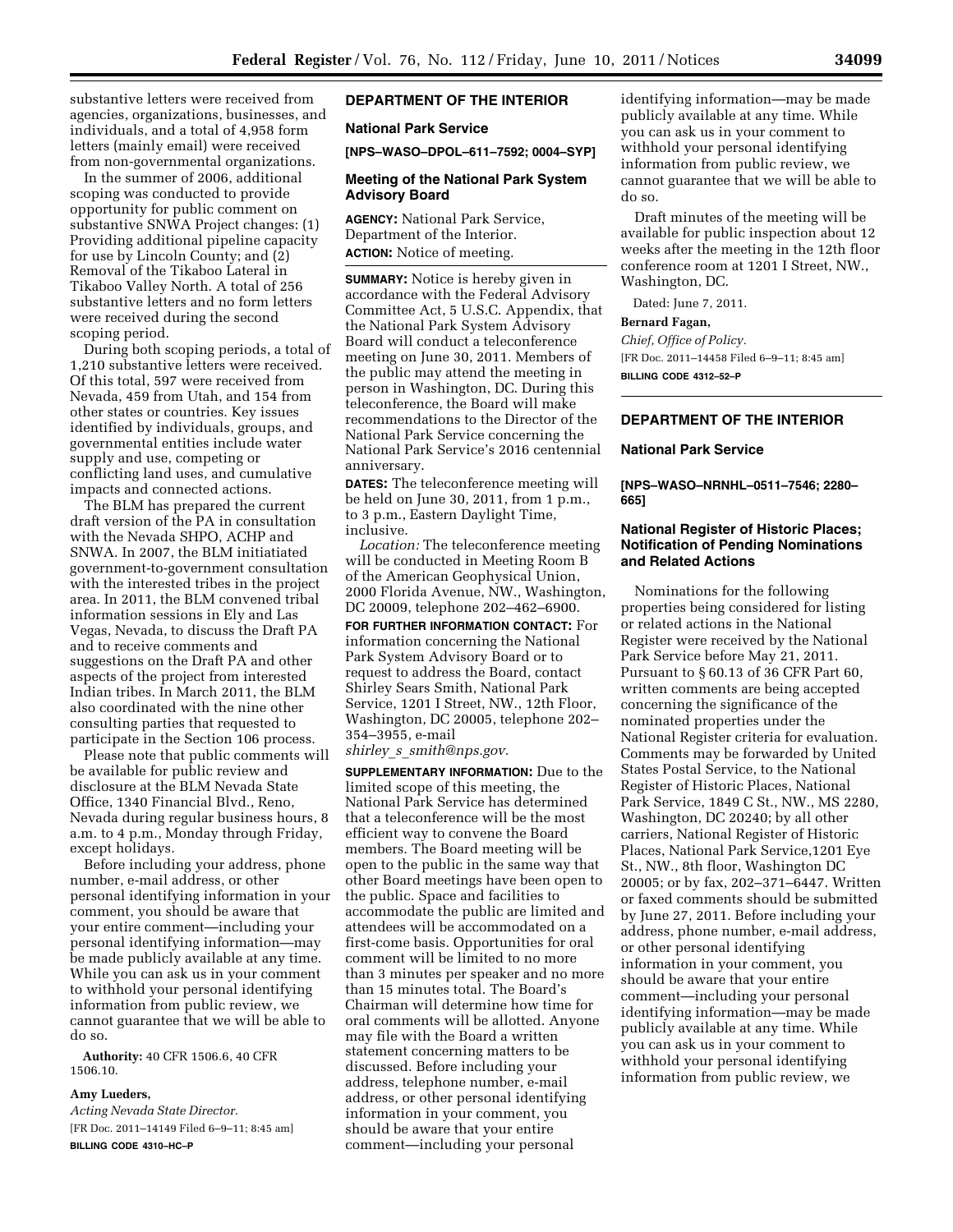substantive letters were received from agencies, organizations, businesses, and individuals, and a total of 4,958 form letters (mainly email) were received from non-governmental organizations.

In the summer of 2006, additional scoping was conducted to provide opportunity for public comment on substantive SNWA Project changes: (1) Providing additional pipeline capacity for use by Lincoln County; and (2) Removal of the Tikaboo Lateral in Tikaboo Valley North. A total of 256 substantive letters and no form letters were received during the second scoping period.

During both scoping periods, a total of 1,210 substantive letters were received. Of this total, 597 were received from Nevada, 459 from Utah, and 154 from other states or countries. Key issues identified by individuals, groups, and governmental entities include water supply and use, competing or conflicting land uses, and cumulative impacts and connected actions.

The BLM has prepared the current draft version of the PA in consultation with the Nevada SHPO, ACHP and SNWA. In 2007, the BLM initiatiated government-to-government consultation with the interested tribes in the project area. In 2011, the BLM convened tribal information sessions in Ely and Las Vegas, Nevada, to discuss the Draft PA and to receive comments and suggestions on the Draft PA and other aspects of the project from interested Indian tribes. In March 2011, the BLM also coordinated with the nine other consulting parties that requested to participate in the Section 106 process.

Please note that public comments will be available for public review and disclosure at the BLM Nevada State Office, 1340 Financial Blvd., Reno, Nevada during regular business hours, 8 a.m. to 4 p.m., Monday through Friday, except holidays.

Before including your address, phone number, e-mail address, or other personal identifying information in your comment, you should be aware that your entire comment—including your personal identifying information—may be made publicly available at any time. While you can ask us in your comment to withhold your personal identifying information from public review, we cannot guarantee that we will be able to do so.

**Authority:** 40 CFR 1506.6, 40 CFR 1506.10.

**Amy Lueders,**

*Acting Nevada State Director.*

[FR Doc. 2011–14149 Filed 6–9–11; 8:45 am]

**BILLING CODE 4310–HC–P**

## DEPARTMENT OF THE INTERIOR

### National Park Service

**[NPS–WASO–DPOL–611–7592; 0004–SYP]**

### Meeting of the National Park System Advisory Board

**AGENCY:** National Park Service, Department of the Interior.

**ACTION:** Notice of meeting.

**SUMMARY:** Notice is hereby given in accordance with the Federal Advisory Committee Act, 5 U.S.C. Appendix, that the National Park System Advisory Board will conduct a teleconference meeting on June 30, 2011. Members of the public may attend the meeting in person in Washington, DC. During this teleconference, the Board will make recommendations to the Director of the National Park Service concerning the National Park Service's 2016 centennial anniversary.

**DATES:** The teleconference meeting will be held on June 30, 2011, from 1 p.m., to 3 p.m., Eastern Daylight Time, inclusive.

*Location:* The teleconference meeting will be conducted in Meeting Room B of the American Geophysical Union, 2000 Florida Avenue, NW., Washington, DC 20009, telephone 202–462–6900.

**FOR FURTHER INFORMATION CONTACT:** For information concerning the National Park System Advisory Board or to request to address the Board, contact Shirley Sears Smith, National Park Service, 1201 I Street, NW., 12th Floor, Washington, DC 20005, telephone 202–354–3955, e-mail *shirley_s_smith@nps.gov.*

**SUPPLEMENTARY INFORMATION:** Due to the limited scope of this meeting, the National Park Service has determined that a teleconference will be the most efficient way to convene the Board members. The Board meeting will be open to the public in the same way that other Board meetings have been open to the public. Space and facilities to accommodate the public are limited and attendees will be accommodated on a first-come basis. Opportunities for oral comment will be limited to no more than 3 minutes per speaker and no more than 15 minutes total. The Board's Chairman will determine how time for oral comments will be allotted. Anyone may file with the Board a written statement concerning matters to be discussed. Before including your address, telephone number, e-mail address, or other personal identifying information in your comment, you should be aware that your entire comment—including your personal identifying information—may be made publicly available at any time. While you can ask us in your comment to withhold your personal identifying information from public review, we cannot guarantee that we will be able to do so.

Draft minutes of the meeting will be available for public inspection about 12 weeks after the meeting in the 12th floor conference room at 1201 I Street, NW., Washington, DC.

Dated: June 7, 2011.

**Bernard Fagan,**

*Chief, Office of Policy.*

[FR Doc. 2011–14458 Filed 6–9–11; 8:45 am]

**BILLING CODE 4312–52–P**

## DEPARTMENT OF THE INTERIOR

### National Park Service

**[NPS–WASO–NRNHL–0511–7546; 2280–665]**

### National Register of Historic Places; Notification of Pending Nominations and Related Actions

Nominations for the following properties being considered for listing or related actions in the National Register were received by the National Park Service before May 21, 2011. Pursuant to § 60.13 of 36 CFR Part 60, written comments are being accepted concerning the significance of the nominated properties under the National Register criteria for evaluation. Comments may be forwarded by United States Postal Service, to the National Register of Historic Places, National Park Service, 1849 C St., NW., MS 2280, Washington, DC 20240; by all other carriers, National Register of Historic Places, National Park Service,1201 Eye St., NW., 8th floor, Washington DC 20005; or by fax, 202–371–6447. Written or faxed comments should be submitted by June 27, 2011. Before including your address, phone number, e-mail address, or other personal identifying information in your comment, you should be aware that your entire comment—including your personal identifying information—may be made publicly available at any time. While you can ask us in your comment to withhold your personal identifying information from public review, we